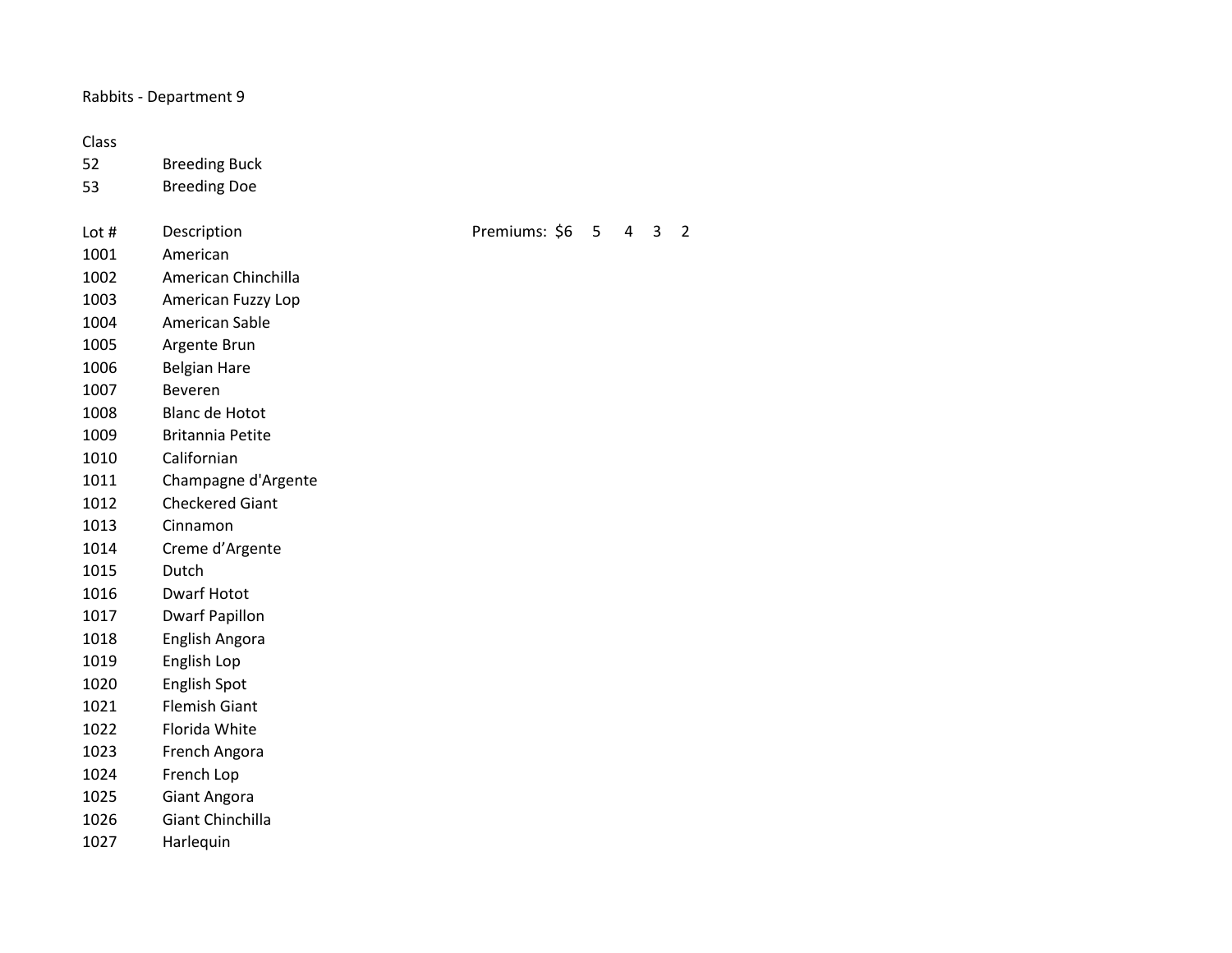# Rabbits - Department 9

| Class | |
|---|---|
| 52 | Breeding Buck |
| 53 | Breeding Doe |

| Lot # | Description | Premiums: $6 5 4 3 2 |
|---|---|---|
| 1001 | American | |
| 1002 | American Chinchilla | |
| 1003 | American Fuzzy Lop | |
| 1004 | American Sable | |
| 1005 | Argente Brun | |
| 1006 | Belgian Hare | |
| 1007 | Beveren | |
| 1008 | Blanc de Hotot | |
| 1009 | Britannia Petite | |
| 1010 | Californian | |
| 1011 | Champagne d'Argente | |
| 1012 | Checkered Giant | |
| 1013 | Cinnamon | |
| 1014 | Creme d'Argente | |
| 1015 | Dutch | |
| 1016 | Dwarf Hotot | |
| 1017 | Dwarf Papillon | |
| 1018 | English Angora | |
| 1019 | English Lop | |
| 1020 | English Spot | |
| 1021 | Flemish Giant | |
| 1022 | Florida White | |
| 1023 | French Angora | |
| 1024 | French Lop | |
| 1025 | Giant Angora | |
| 1026 | Giant Chinchilla | |
| 1027 | Harlequin | |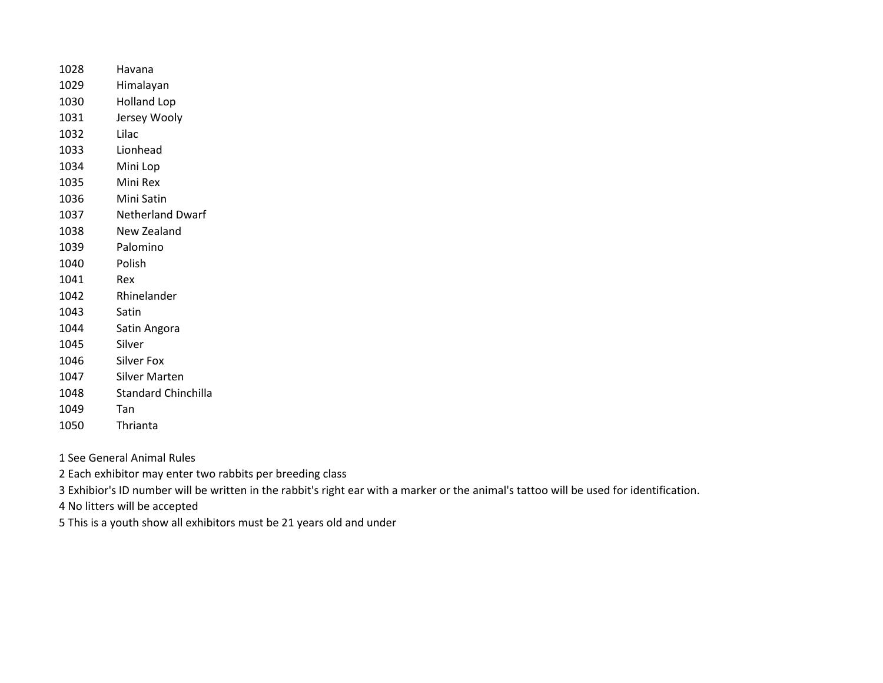| | |
|---|---|
| 1028 | Havana |
| 1029 | Himalayan |
| 1030 | Holland Lop |
| 1031 | Jersey Wooly |
| 1032 | Lilac |
| 1033 | Lionhead |
| 1034 | Mini Lop |
| 1035 | Mini Rex |
| 1036 | Mini Satin |
| 1037 | Netherland Dwarf |
| 1038 | New Zealand |
| 1039 | Palomino |
| 1040 | Polish |
| 1041 | Rex |
| 1042 | Rhinelander |
| 1043 | Satin |
| 1044 | Satin Angora |
| 1045 | Silver |
| 1046 | Silver Fox |
| 1047 | Silver Marten |
| 1048 | Standard Chinchilla |
| 1049 | Tan |
| 1050 | Thrianta |

1 See General Animal Rules

2 Each exhibitor may enter two rabbits per breeding class

3 Exhibior's ID number will be written in the rabbit's right ear with a marker or the animal's tattoo will be used for identification.

4 No litters will be accepted

5 This is a youth show all exhibitors must be 21 years old and under